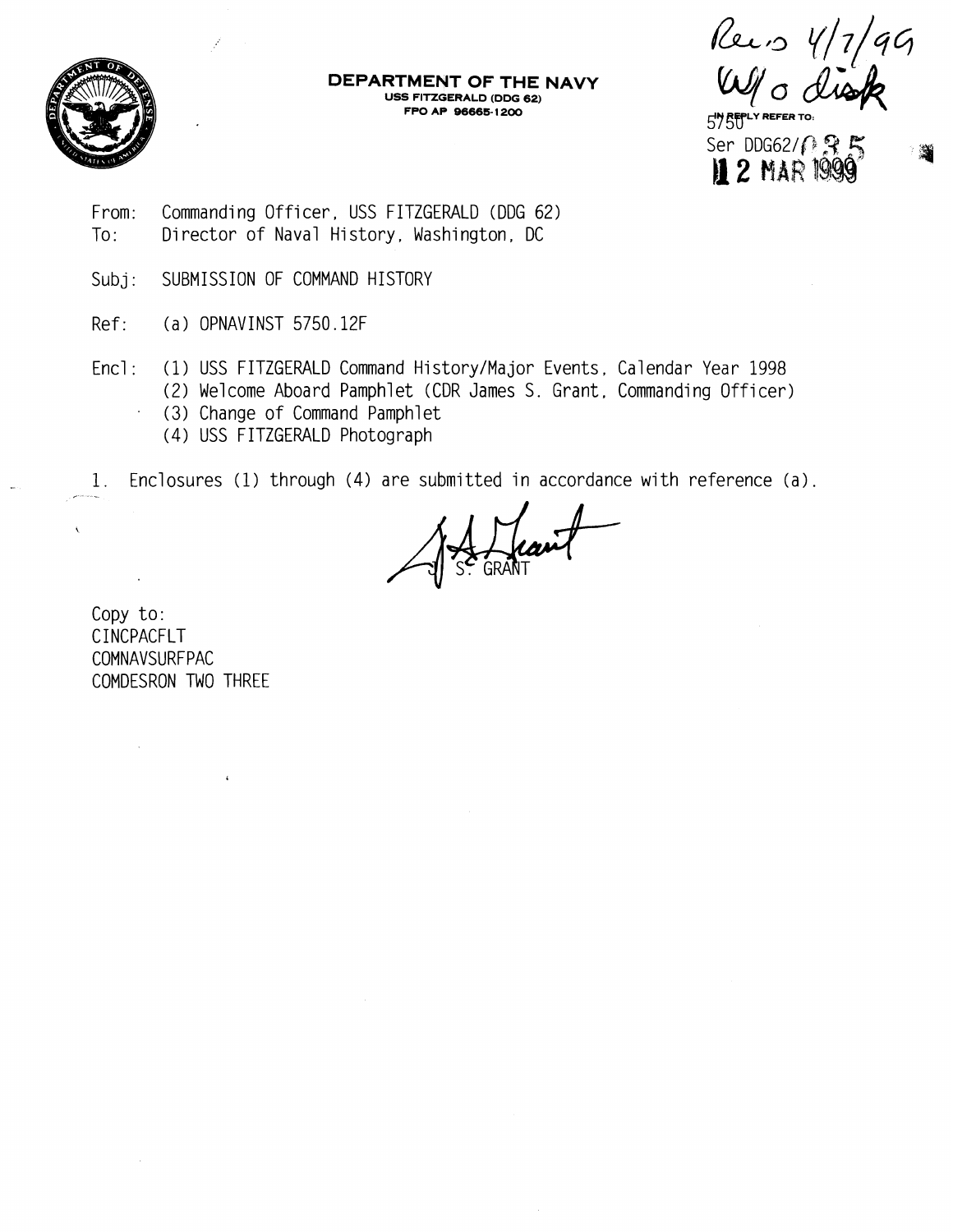Rec'd 4/7/99
W/o disk

**DEPARTMENT OF THE NAVY**
**USS FITZGERALD (DDG 62)**
**FPO AP 96665-1200**

IN REPLY REFER TO:
5750
Ser DDG62/035
12 MAR 1999

From: Commanding Officer, USS FITZGERALD (DDG 62)
To: Director of Naval History, Washington, DC

Subj: SUBMISSION OF COMMAND HISTORY

Ref: (a) OPNAVINST 5750.12F

Encl: (1) USS FITZGERALD Command History/Major Events, Calendar Year 1998
(2) Welcome Aboard Pamphlet (CDR James S. Grant, Commanding Officer)
(3) Change of Command Pamphlet
(4) USS FITZGERALD Photograph

1. Enclosures (1) through (4) are submitted in accordance with reference (a).

J. S. GRANT

Copy to:
CINCPACFLT
COMNAVSURFPAC
COMDESRON TWO THREE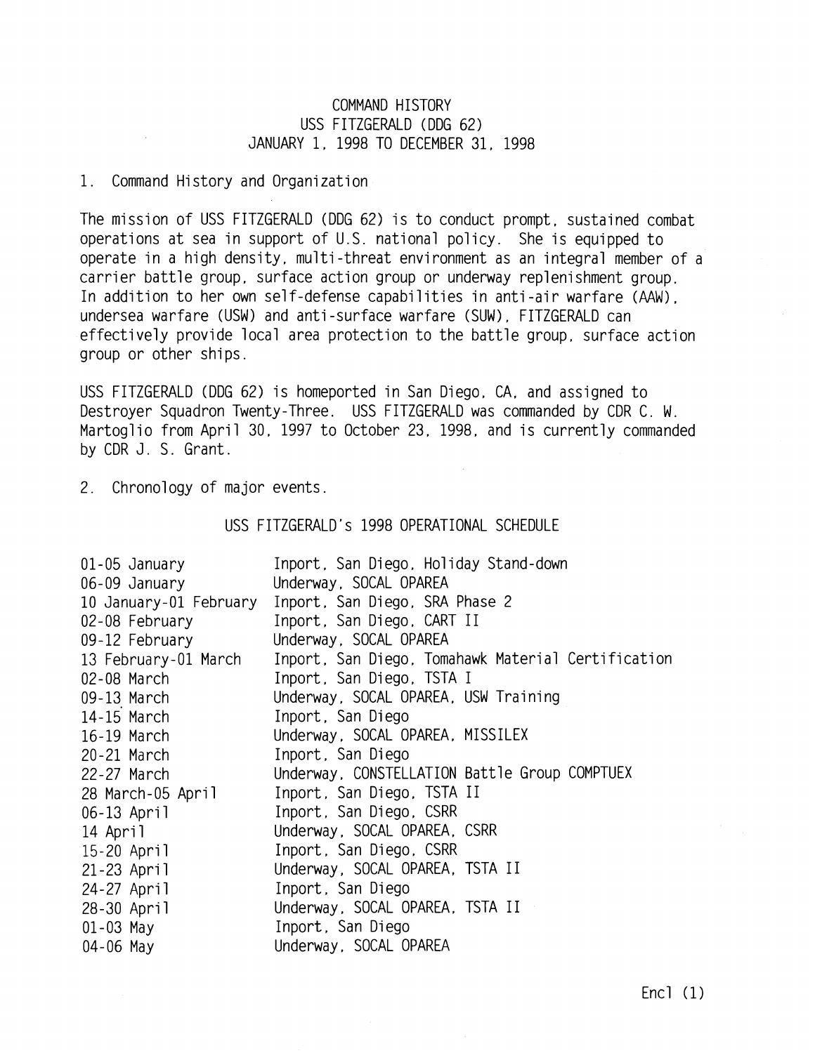# COMMAND HISTORY
## USS FITZGERALD (DDG 62)
## JANUARY 1, 1998 TO DECEMBER 31, 1998

1. Command History and Organization

The mission of USS FITZGERALD (DDG 62) is to conduct prompt, sustained combat operations at sea in support of U.S. national policy. She is equipped to operate in a high density, multi-threat environment as an integral member of a carrier battle group, surface action group or underway replenishment group. In addition to her own self-defense capabilities in anti-air warfare (AAW), undersea warfare (USW) and anti-surface warfare (SUW), FITZGERALD can effectively provide local area protection to the battle group, surface action group or other ships.

USS FITZGERALD (DDG 62) is homeported in San Diego, CA, and assigned to Destroyer Squadron Twenty-Three. USS FITZGERALD was commanded by CDR C. W. Martoglio from April 30, 1997 to October 23, 1998, and is currently commanded by CDR J. S. Grant.

2. Chronology of major events.

### USS FITZGERALD's 1998 OPERATIONAL SCHEDULE

| Date | Event |
|---|---|
| 01-05 January | Inport, San Diego, Holiday Stand-down |
| 06-09 January | Underway, SOCAL OPAREA |
| 10 January-01 February | Inport, San Diego, SRA Phase 2 |
| 02-08 February | Inport, San Diego, CART II |
| 09-12 February | Underway, SOCAL OPAREA |
| 13 February-01 March | Inport, San Diego, Tomahawk Material Certification |
| 02-08 March | Inport, San Diego, TSTA I |
| 09-13 March | Underway, SOCAL OPAREA, USW Training |
| 14-15 March | Inport, San Diego |
| 16-19 March | Underway, SOCAL OPAREA, MISSILEX |
| 20-21 March | Inport, San Diego |
| 22-27 March | Underway, CONSTELLATION Battle Group COMPTUEX |
| 28 March-05 April | Inport, San Diego, TSTA II |
| 06-13 April | Inport, San Diego, CSRR |
| 14 April | Underway, SOCAL OPAREA, CSRR |
| 15-20 April | Inport, San Diego, CSRR |
| 21-23 April | Underway, SOCAL OPAREA, TSTA II |
| 24-27 April | Inport, San Diego |
| 28-30 April | Underway, SOCAL OPAREA, TSTA II |
| 01-03 May | Inport, San Diego |
| 04-06 May | Underway, SOCAL OPAREA |

Encl (1)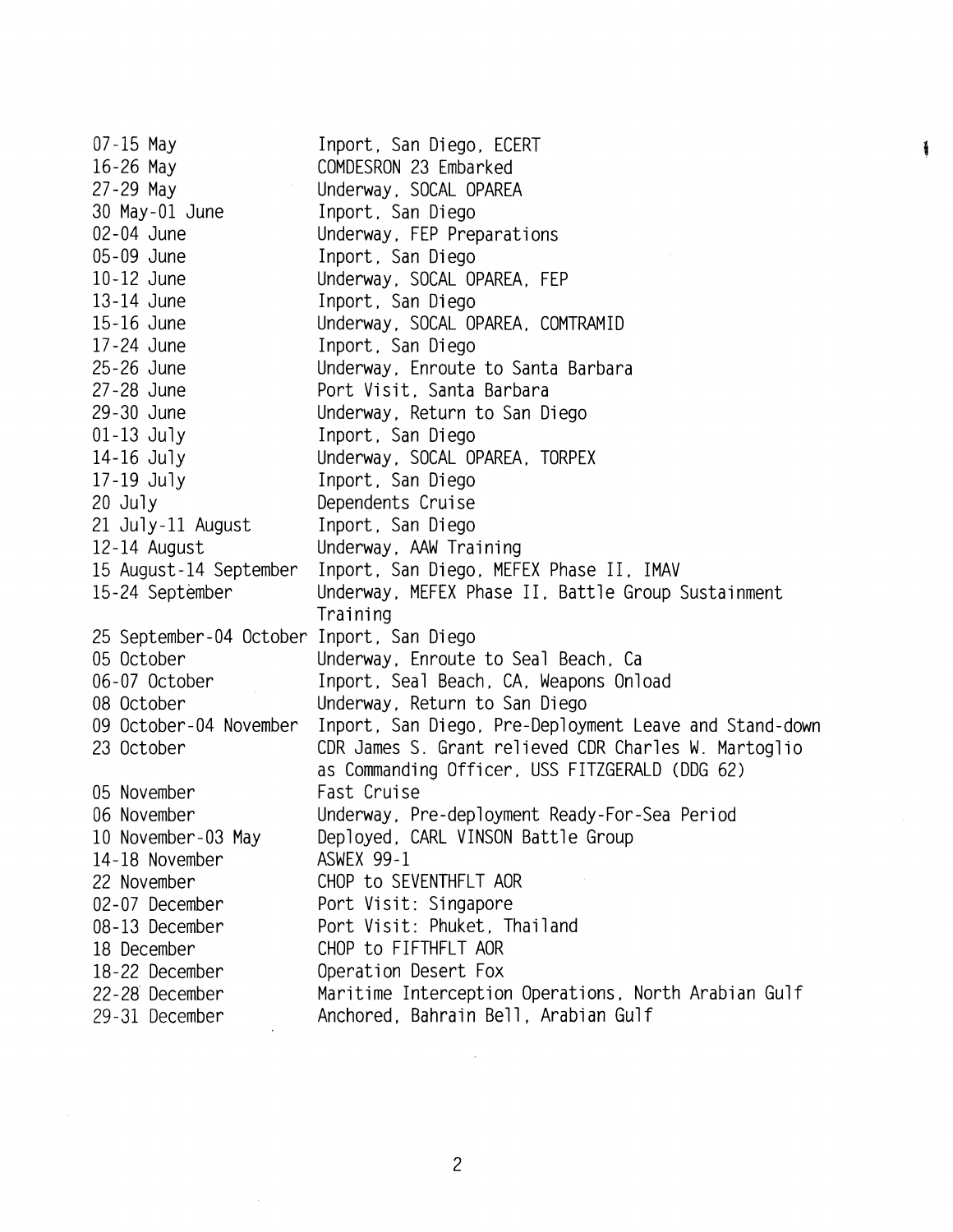| | |
|---|---|
| 07-15 May | Inport, San Diego, ECERT |
| 16-26 May | COMDESRON 23 Embarked |
| 27-29 May | Underway, SOCAL OPAREA |
| 30 May-01 June | Inport, San Diego |
| 02-04 June | Underway, FEP Preparations |
| 05-09 June | Inport, San Diego |
| 10-12 June | Underway, SOCAL OPAREA, FEP |
| 13-14 June | Inport, San Diego |
| 15-16 June | Underway, SOCAL OPAREA, COMTRAMID |
| 17-24 June | Inport, San Diego |
| 25-26 June | Underway, Enroute to Santa Barbara |
| 27-28 June | Port Visit, Santa Barbara |
| 29-30 June | Underway, Return to San Diego |
| 01-13 July | Inport, San Diego |
| 14-16 July | Underway, SOCAL OPAREA, TORPEX |
| 17-19 July | Inport, San Diego |
| 20 July | Dependents Cruise |
| 21 July-11 August | Inport, San Diego |
| 12-14 August | Underway, AAW Training |
| 15 August-14 September | Inport, San Diego, MEFEX Phase II, IMAV |
| 15-24 September | Underway, MEFEX Phase II, Battle Group Sustainment Training |
| 25 September-04 October | Inport, San Diego |
| 05 October | Underway, Enroute to Seal Beach, Ca |
| 06-07 October | Inport, Seal Beach, CA, Weapons Onload |
| 08 October | Underway, Return to San Diego |
| 09 October-04 November | Inport, San Diego, Pre-Deployment Leave and Stand-down |
| 23 October | CDR James S. Grant relieved CDR Charles W. Martoglio as Commanding Officer, USS FITZGERALD (DDG 62) |
| 05 November | Fast Cruise |
| 06 November | Underway, Pre-deployment Ready-For-Sea Period |
| 10 November-03 May | Deployed, CARL VINSON Battle Group |
| 14-18 November | ASWEX 99-1 |
| 22 November | CHOP to SEVENTHFLT AOR |
| 02-07 December | Port Visit: Singapore |
| 08-13 December | Port Visit: Phuket, Thailand |
| 18 December | CHOP to FIFTHFLT AOR |
| 18-22 December | Operation Desert Fox |
| 22-28 December | Maritime Interception Operations, North Arabian Gulf |
| 29-31 December | Anchored, Bahrain Bell, Arabian Gulf |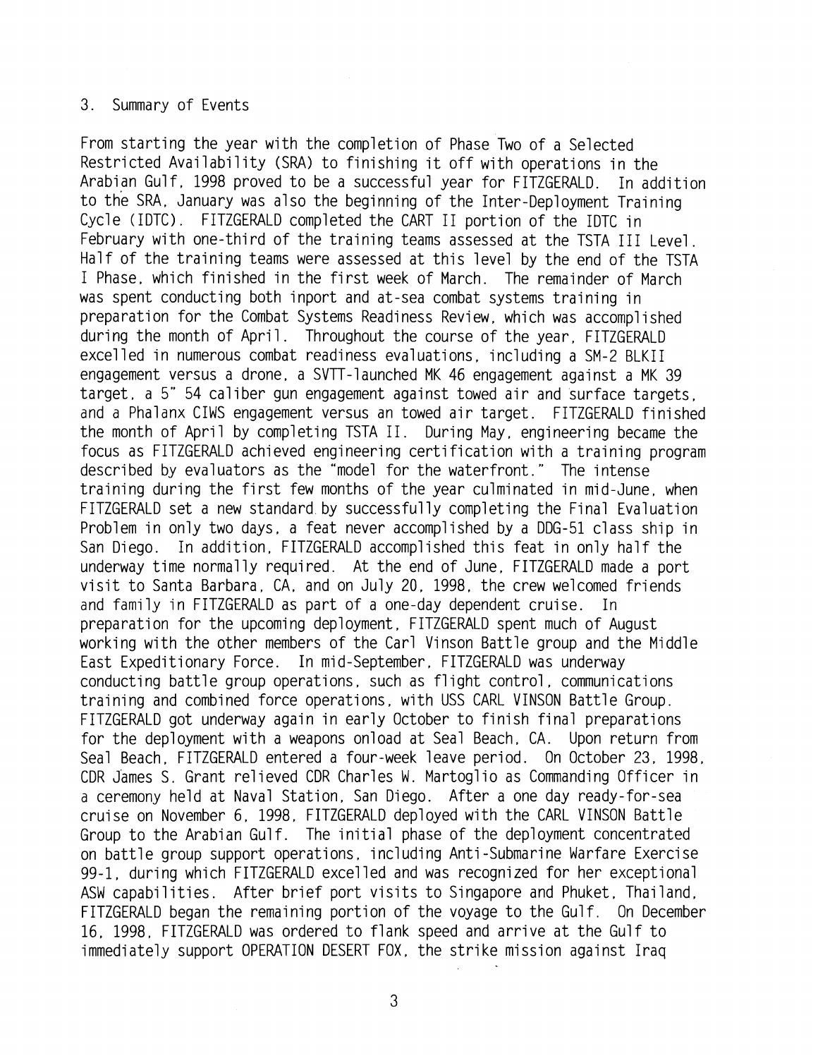3. Summary of Events

From starting the year with the completion of Phase Two of a Selected Restricted Availability (SRA) to finishing it off with operations in the Arabian Gulf, 1998 proved to be a successful year for FITZGERALD. In addition to the SRA, January was also the beginning of the Inter-Deployment Training Cycle (IDTC). FITZGERALD completed the CART II portion of the IDTC in February with one-third of the training teams assessed at the TSTA III Level. Half of the training teams were assessed at this level by the end of the TSTA I Phase, which finished in the first week of March. The remainder of March was spent conducting both inport and at-sea combat systems training in preparation for the Combat Systems Readiness Review, which was accomplished during the month of April. Throughout the course of the year, FITZGERALD excelled in numerous combat readiness evaluations, including a SM-2 BLKII engagement versus a drone, a SVTT-launched MK 46 engagement against a MK 39 target, a 5" 54 caliber gun engagement against towed air and surface targets, and a Phalanx CIWS engagement versus an towed air target. FITZGERALD finished the month of April by completing TSTA II. During May, engineering became the focus as FITZGERALD achieved engineering certification with a training program described by evaluators as the "model for the waterfront." The intense training during the first few months of the year culminated in mid-June, when FITZGERALD set a new standard by successfully completing the Final Evaluation Problem in only two days, a feat never accomplished by a DDG-51 class ship in San Diego. In addition, FITZGERALD accomplished this feat in only half the underway time normally required. At the end of June, FITZGERALD made a port visit to Santa Barbara, CA, and on July 20, 1998, the crew welcomed friends and family in FITZGERALD as part of a one-day dependent cruise. In preparation for the upcoming deployment, FITZGERALD spent much of August working with the other members of the Carl Vinson Battle group and the Middle East Expeditionary Force. In mid-September, FITZGERALD was underway conducting battle group operations, such as flight control, communications training and combined force operations, with USS CARL VINSON Battle Group. FITZGERALD got underway again in early October to finish final preparations for the deployment with a weapons onload at Seal Beach, CA. Upon return from Seal Beach, FITZGERALD entered a four-week leave period. On October 23, 1998, CDR James S. Grant relieved CDR Charles W. Martoglio as Commanding Officer in a ceremony held at Naval Station, San Diego. After a one day ready-for-sea cruise on November 6, 1998, FITZGERALD deployed with the CARL VINSON Battle Group to the Arabian Gulf. The initial phase of the deployment concentrated on battle group support operations, including Anti-Submarine Warfare Exercise 99-1, during which FITZGERALD excelled and was recognized for her exceptional ASW capabilities. After brief port visits to Singapore and Phuket, Thailand, FITZGERALD began the remaining portion of the voyage to the Gulf. On December 16, 1998, FITZGERALD was ordered to flank speed and arrive at the Gulf to immediately support OPERATION DESERT FOX, the strike mission against Iraq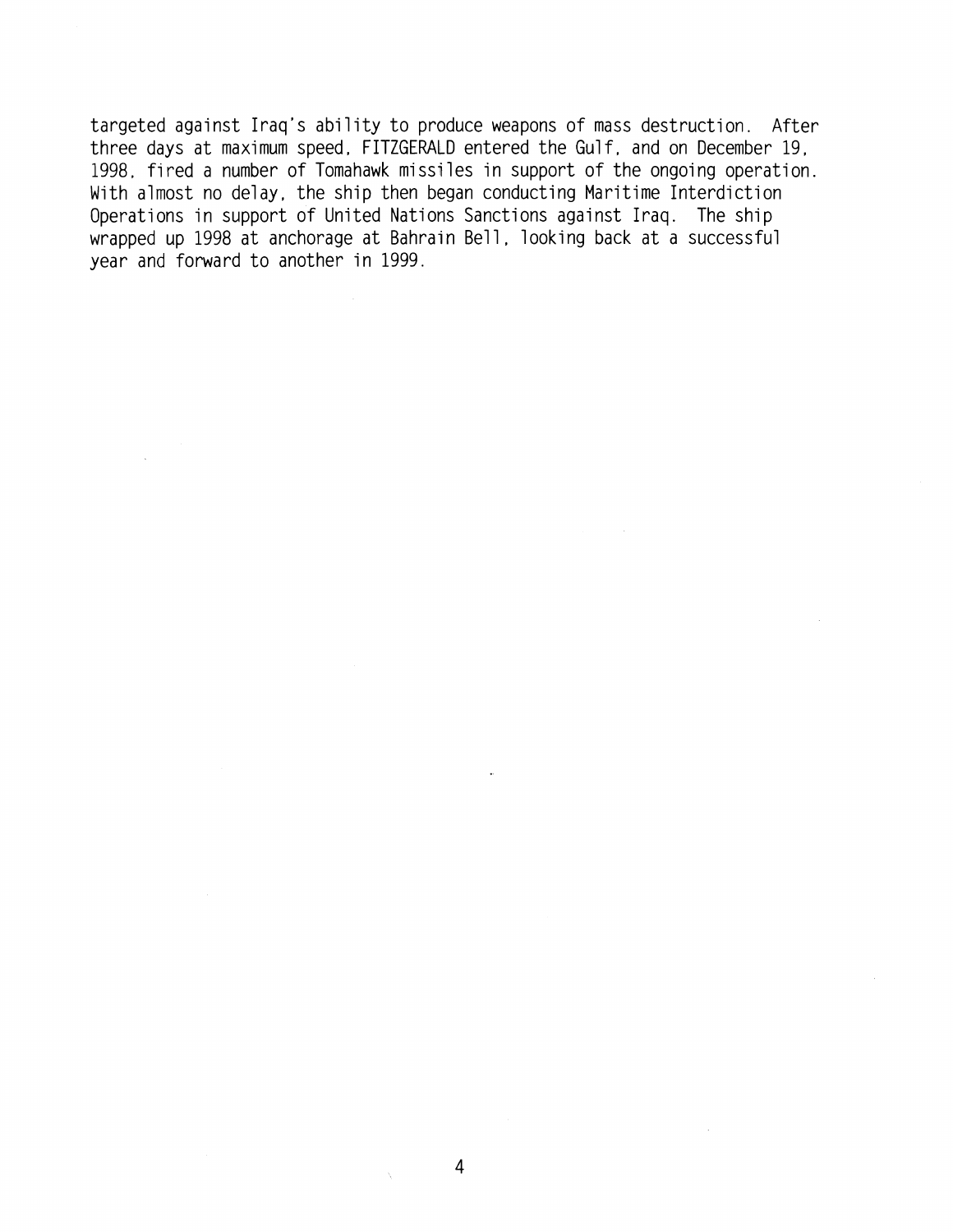targeted against Iraq's ability to produce weapons of mass destruction. After three days at maximum speed, FITZGERALD entered the Gulf, and on December 19, 1998, fired a number of Tomahawk missiles in support of the ongoing operation. With almost no delay, the ship then began conducting Maritime Interdiction Operations in support of United Nations Sanctions against Iraq. The ship wrapped up 1998 at anchorage at Bahrain Bell, looking back at a successful year and forward to another in 1999.